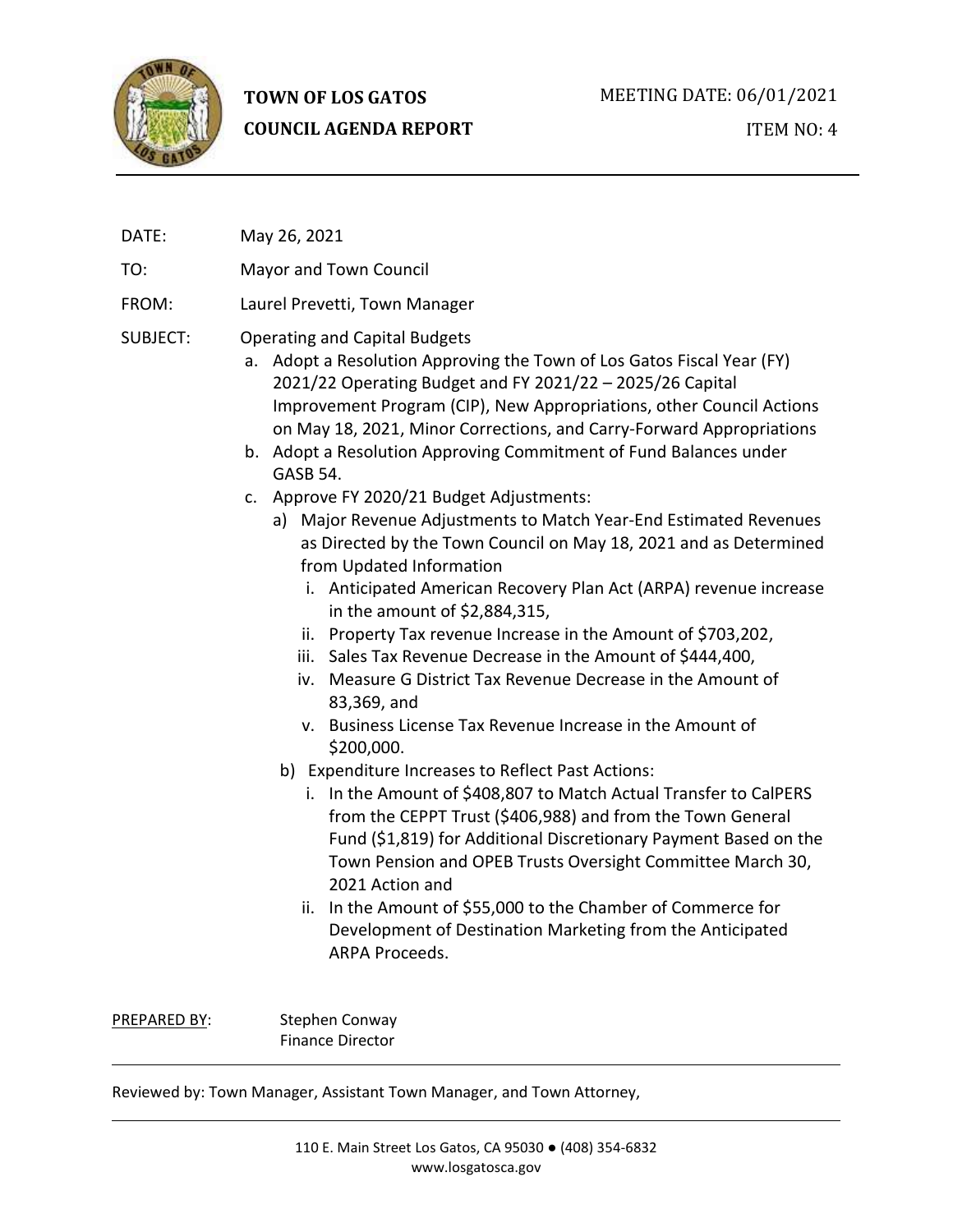**TOWN OF LOS GATOS**
**COUNCIL AGENDA REPORT**

MEETING DATE: 06/01/2021

ITEM NO: 4

DATE: May 26, 2021

TO: Mayor and Town Council

FROM: Laurel Prevetti, Town Manager

SUBJECT: Operating and Capital Budgets

a. Adopt a Resolution Approving the Town of Los Gatos Fiscal Year (FY) 2021/22 Operating Budget and FY 2021/22 – 2025/26 Capital Improvement Program (CIP), New Appropriations, other Council Actions on May 18, 2021, Minor Corrections, and Carry-Forward Appropriations
b. Adopt a Resolution Approving Commitment of Fund Balances under GASB 54.
c. Approve FY 2020/21 Budget Adjustments:
   a) Major Revenue Adjustments to Match Year-End Estimated Revenues as Directed by the Town Council on May 18, 2021 and as Determined from Updated Information
      i. Anticipated American Recovery Plan Act (ARPA) revenue increase in the amount of $2,884,315,
      ii. Property Tax revenue Increase in the Amount of $703,202,
      iii. Sales Tax Revenue Decrease in the Amount of $444,400,
      iv. Measure G District Tax Revenue Decrease in the Amount of 83,369, and
      v. Business License Tax Revenue Increase in the Amount of $200,000.
   b) Expenditure Increases to Reflect Past Actions:
      i. In the Amount of $408,807 to Match Actual Transfer to CalPERS from the CEPPT Trust ($406,988) and from the Town General Fund ($1,819) for Additional Discretionary Payment Based on the Town Pension and OPEB Trusts Oversight Committee March 30, 2021 Action and
      ii. In the Amount of $55,000 to the Chamber of Commerce for Development of Destination Marketing from the Anticipated ARPA Proceeds.

PREPARED BY: Stephen Conway
Finance Director

---

Reviewed by: Town Manager, Assistant Town Manager, and Town Attorney,

---

110 E. Main Street Los Gatos, CA 95030 ● (408) 354-6832
www.losgatosca.gov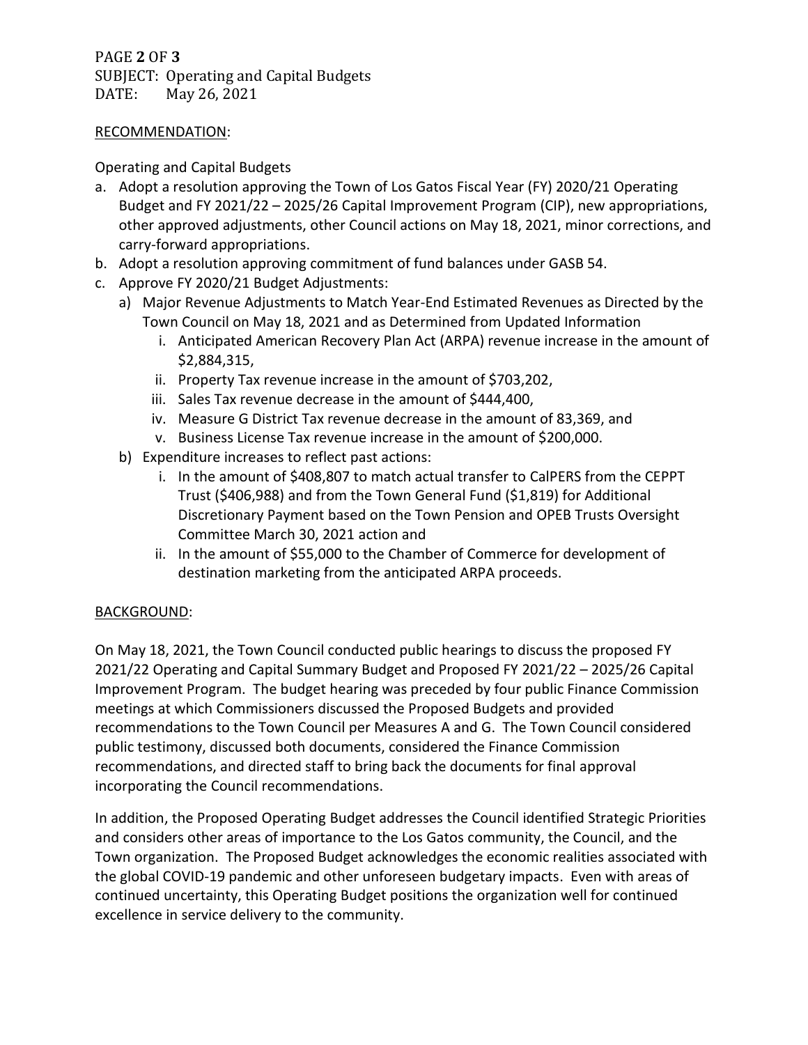RECOMMENDATION:

Operating and Capital Budgets

a. Adopt a resolution approving the Town of Los Gatos Fiscal Year (FY) 2020/21 Operating Budget and FY 2021/22 – 2025/26 Capital Improvement Program (CIP), new appropriations, other approved adjustments, other Council actions on May 18, 2021, minor corrections, and carry-forward appropriations.
b. Adopt a resolution approving commitment of fund balances under GASB 54.
c. Approve FY 2020/21 Budget Adjustments:
   a) Major Revenue Adjustments to Match Year-End Estimated Revenues as Directed by the Town Council on May 18, 2021 and as Determined from Updated Information
      i. Anticipated American Recovery Plan Act (ARPA) revenue increase in the amount of $2,884,315,
      ii. Property Tax revenue increase in the amount of $703,202,
      iii. Sales Tax revenue decrease in the amount of $444,400,
      iv. Measure G District Tax revenue decrease in the amount of 83,369, and
      v. Business License Tax revenue increase in the amount of $200,000.
   b) Expenditure increases to reflect past actions:
      i. In the amount of $408,807 to match actual transfer to CalPERS from the CEPPT Trust ($406,988) and from the Town General Fund ($1,819) for Additional Discretionary Payment based on the Town Pension and OPEB Trusts Oversight Committee March 30, 2021 action and
      ii. In the amount of $55,000 to the Chamber of Commerce for development of destination marketing from the anticipated ARPA proceeds.

BACKGROUND:

On May 18, 2021, the Town Council conducted public hearings to discuss the proposed FY 2021/22 Operating and Capital Summary Budget and Proposed FY 2021/22 – 2025/26 Capital Improvement Program. The budget hearing was preceded by four public Finance Commission meetings at which Commissioners discussed the Proposed Budgets and provided recommendations to the Town Council per Measures A and G. The Town Council considered public testimony, discussed both documents, considered the Finance Commission recommendations, and directed staff to bring back the documents for final approval incorporating the Council recommendations.

In addition, the Proposed Operating Budget addresses the Council identified Strategic Priorities and considers other areas of importance to the Los Gatos community, the Council, and the Town organization. The Proposed Budget acknowledges the economic realities associated with the global COVID-19 pandemic and other unforeseen budgetary impacts. Even with areas of continued uncertainty, this Operating Budget positions the organization well for continued excellence in service delivery to the community.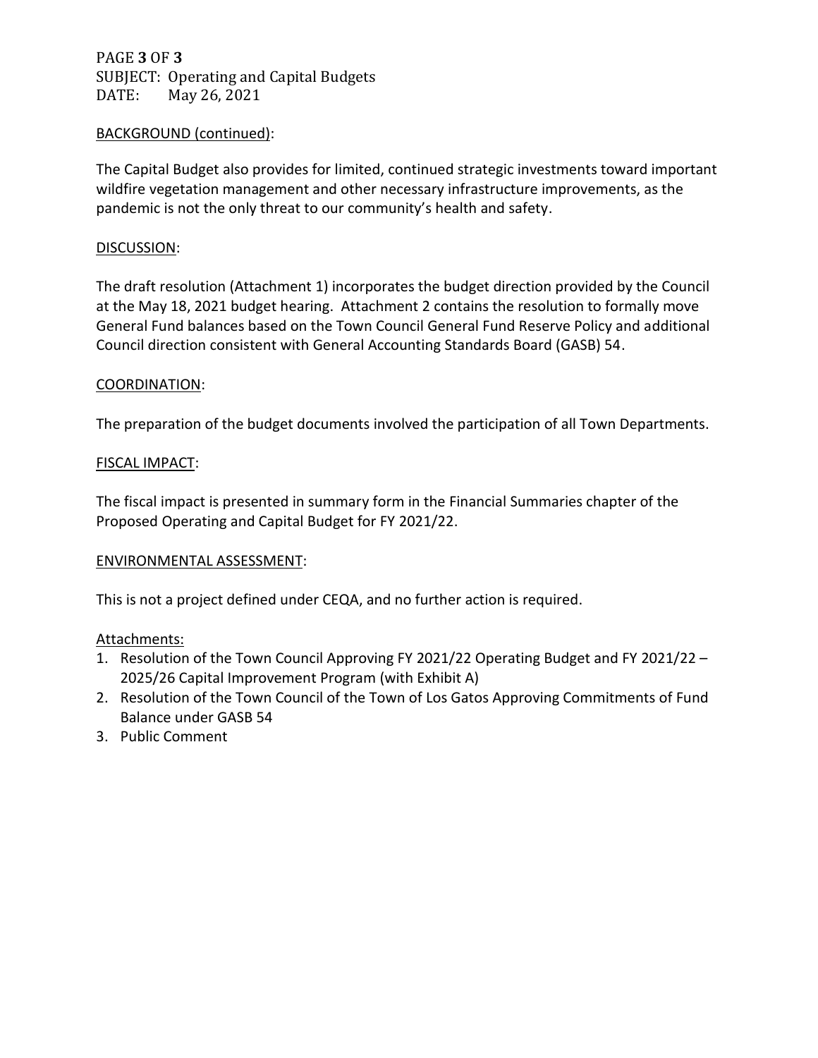BACKGROUND (continued):

The Capital Budget also provides for limited, continued strategic investments toward important wildfire vegetation management and other necessary infrastructure improvements, as the pandemic is not the only threat to our community's health and safety.

DISCUSSION:

The draft resolution (Attachment 1) incorporates the budget direction provided by the Council at the May 18, 2021 budget hearing. Attachment 2 contains the resolution to formally move General Fund balances based on the Town Council General Fund Reserve Policy and additional Council direction consistent with General Accounting Standards Board (GASB) 54.

COORDINATION:

The preparation of the budget documents involved the participation of all Town Departments.

FISCAL IMPACT:

The fiscal impact is presented in summary form in the Financial Summaries chapter of the Proposed Operating and Capital Budget for FY 2021/22.

ENVIRONMENTAL ASSESSMENT:

This is not a project defined under CEQA, and no further action is required.

Attachments:

1. Resolution of the Town Council Approving FY 2021/22 Operating Budget and FY 2021/22 – 2025/26 Capital Improvement Program (with Exhibit A)
2. Resolution of the Town Council of the Town of Los Gatos Approving Commitments of Fund Balance under GASB 54
3. Public Comment